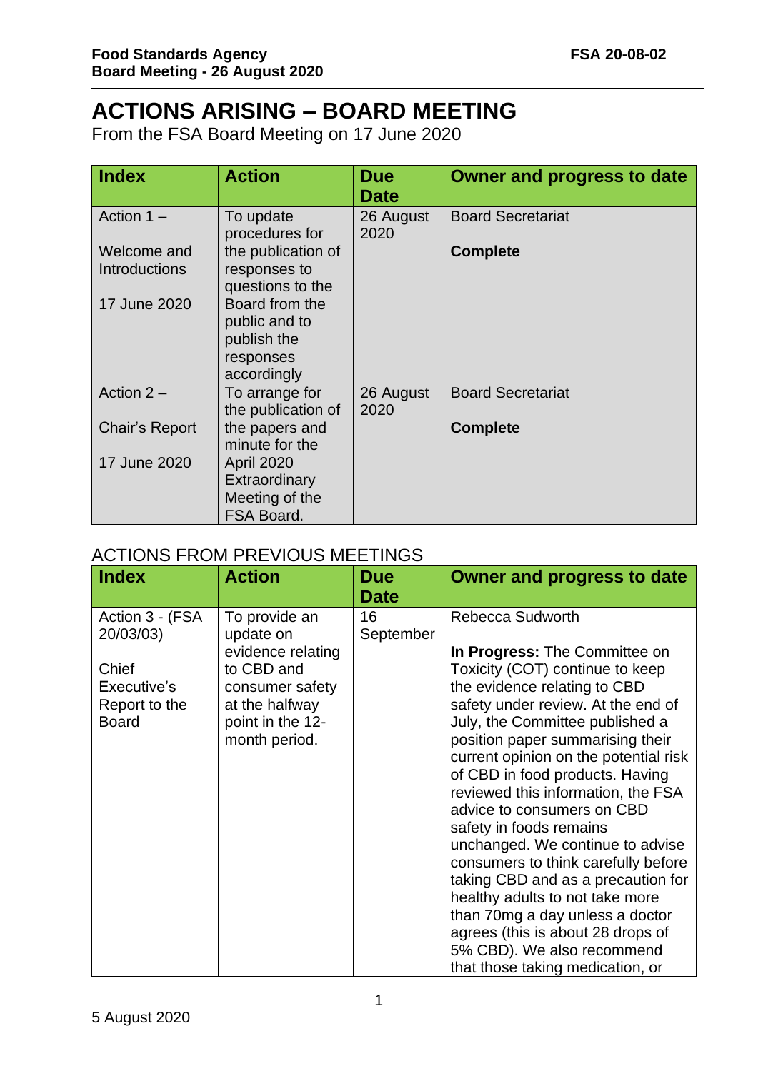# ACTIONS ARISING – BOARD MEETING

From the FSA Board Meeting on 17 June 2020

| Index | Action | Due Date | Owner and progress to date |
|---|---|---|---|
| Action 1 – Welcome and Introductions 17 June 2020 | To update procedures for the publication of responses to questions to the Board from the public and to publish the responses accordingly | 26 August 2020 | Board Secretariat **Complete** |
| Action 2 – Chair's Report 17 June 2020 | To arrange for the publication of the papers and minute for the April 2020 Extraordinary Meeting of the FSA Board. | 26 August 2020 | Board Secretariat **Complete** |

## ACTIONS FROM PREVIOUS MEETINGS

| Index | Action | Due Date | Owner and progress to date |
|---|---|---|---|
| Action 3 - (FSA 20/03/03) Chief Executive's Report to the Board | To provide an update on evidence relating to CBD and consumer safety at the halfway point in the 12-month period. | 16 September | Rebecca Sudworth **In Progress:** The Committee on Toxicity (COT) continue to keep the evidence relating to CBD safety under review. At the end of July, the Committee published a position paper summarising their current opinion on the potential risk of CBD in food products. Having reviewed this information, the FSA advice to consumers on CBD safety in foods remains unchanged. We continue to advise consumers to think carefully before taking CBD and as a precaution for healthy adults to not take more than 70mg a day unless a doctor agrees (this is about 28 drops of 5% CBD). We also recommend that those taking medication, or |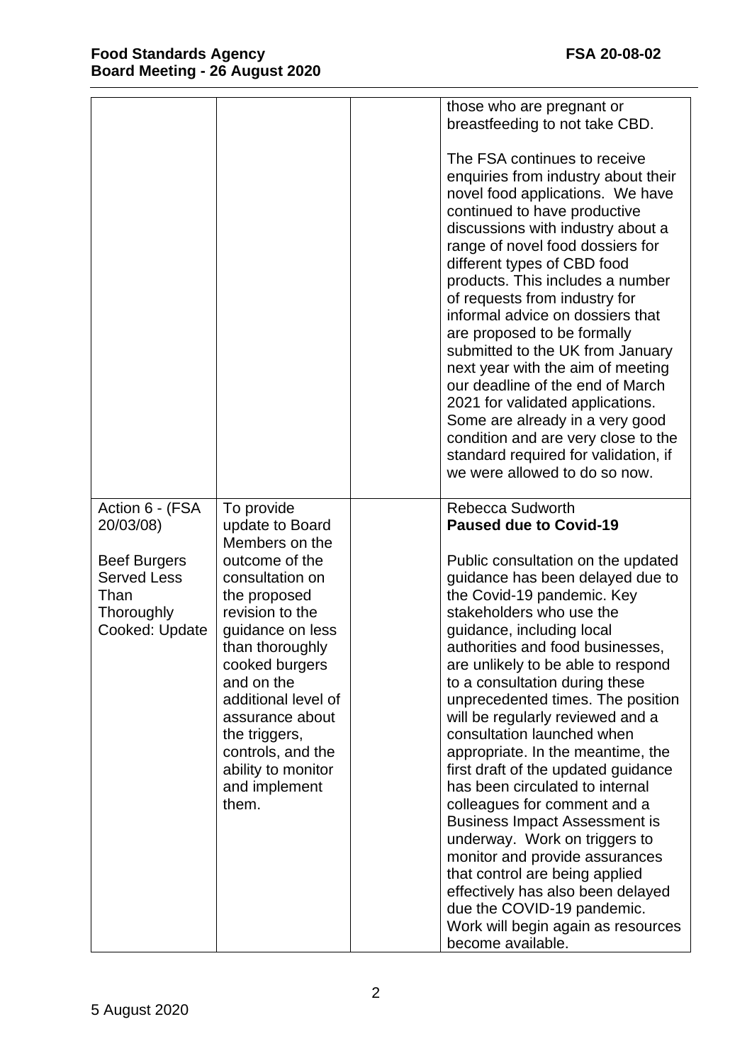| | | | |
|---|---|---|---|
| | | | those who are pregnant or breastfeeding to not take CBD.<br><br>The FSA continues to receive enquiries from industry about their novel food applications. We have continued to have productive discussions with industry about a range of novel food dossiers for different types of CBD food products. This includes a number of requests from industry for informal advice on dossiers that are proposed to be formally submitted to the UK from January next year with the aim of meeting our deadline of the end of March 2021 for validated applications. Some are already in a very good condition and are very close to the standard required for validation, if we were allowed to do so now. |
| Action 6 - (FSA 20/03/08)<br><br>Beef Burgers Served Less Than Thoroughly Cooked: Update | To provide update to Board Members on the outcome of the consultation on the proposed revision to the guidance on less than thoroughly cooked burgers and on the additional level of assurance about the triggers, controls, and the ability to monitor and implement them. | | Rebecca Sudworth<br>**Paused due to Covid-19**<br><br>Public consultation on the updated guidance has been delayed due to the Covid-19 pandemic. Key stakeholders who use the guidance, including local authorities and food businesses, are unlikely to be able to respond to a consultation during these unprecedented times. The position will be regularly reviewed and a consultation launched when appropriate. In the meantime, the first draft of the updated guidance has been circulated to internal colleagues for comment and a Business Impact Assessment is underway. Work on triggers to monitor and provide assurances that control are being applied effectively has also been delayed due the COVID-19 pandemic. Work will begin again as resources become available. |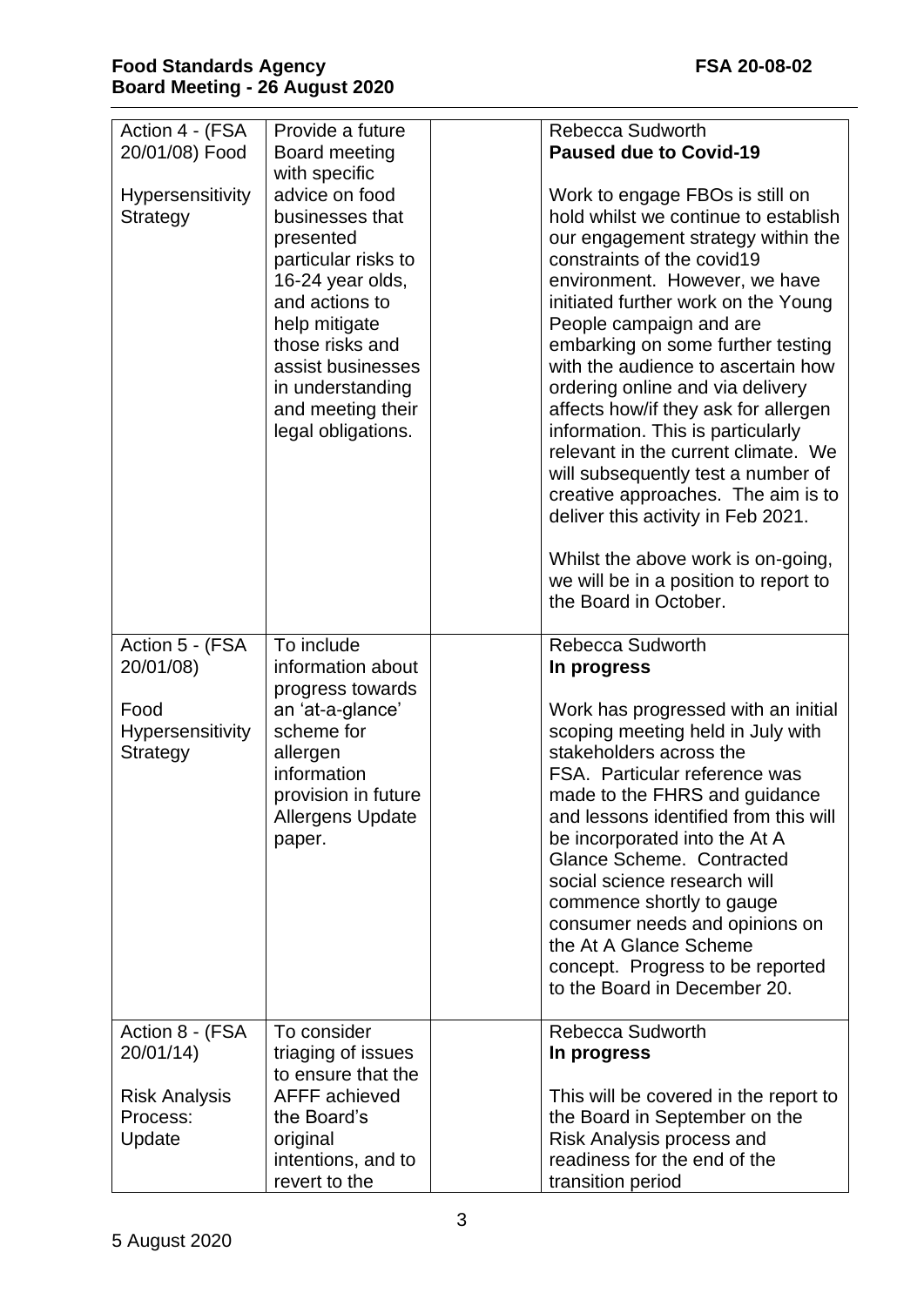| Action 4 - (FSA 20/01/08) Food Hypersensitivity Strategy | Provide a future Board meeting with specific advice on food businesses that presented particular risks to 16-24 year olds, and actions to help mitigate those risks and assist businesses in understanding and meeting their legal obligations. | | Rebecca Sudworth<br>**Paused due to Covid-19**<br><br>Work to engage FBOs is still on hold whilst we continue to establish our engagement strategy within the constraints of the covid19 environment. However, we have initiated further work on the Young People campaign and are embarking on some further testing with the audience to ascertain how ordering online and via delivery affects how/if they ask for allergen information. This is particularly relevant in the current climate. We will subsequently test a number of creative approaches. The aim is to deliver this activity in Feb 2021.<br><br>Whilst the above work is on-going, we will be in a position to report to the Board in October. |
|---|---|---|---|
| Action 5 - (FSA 20/01/08)<br><br>Food Hypersensitivity Strategy | To include information about progress towards an 'at-a-glance' scheme for allergen information provision in future Allergens Update paper. | | Rebecca Sudworth<br>**In progress**<br><br>Work has progressed with an initial scoping meeting held in July with stakeholders across the FSA. Particular reference was made to the FHRS and guidance and lessons identified from this will be incorporated into the At A Glance Scheme. Contracted social science research will commence shortly to gauge consumer needs and opinions on the At A Glance Scheme concept. Progress to be reported to the Board in December 20. |
| Action 8 - (FSA 20/01/14)<br><br>Risk Analysis Process: Update | To consider triaging of issues to ensure that the AFFF achieved the Board's original intentions, and to revert to the | | Rebecca Sudworth<br>**In progress**<br><br>This will be covered in the report to the Board in September on the Risk Analysis process and readiness for the end of the transition period |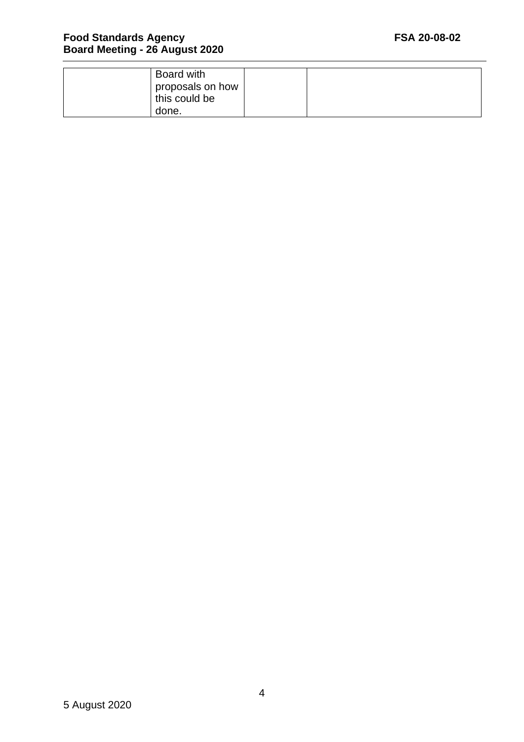| | | | |
|---|---|---|---|
| | Board with proposals on how this could be done. | | |